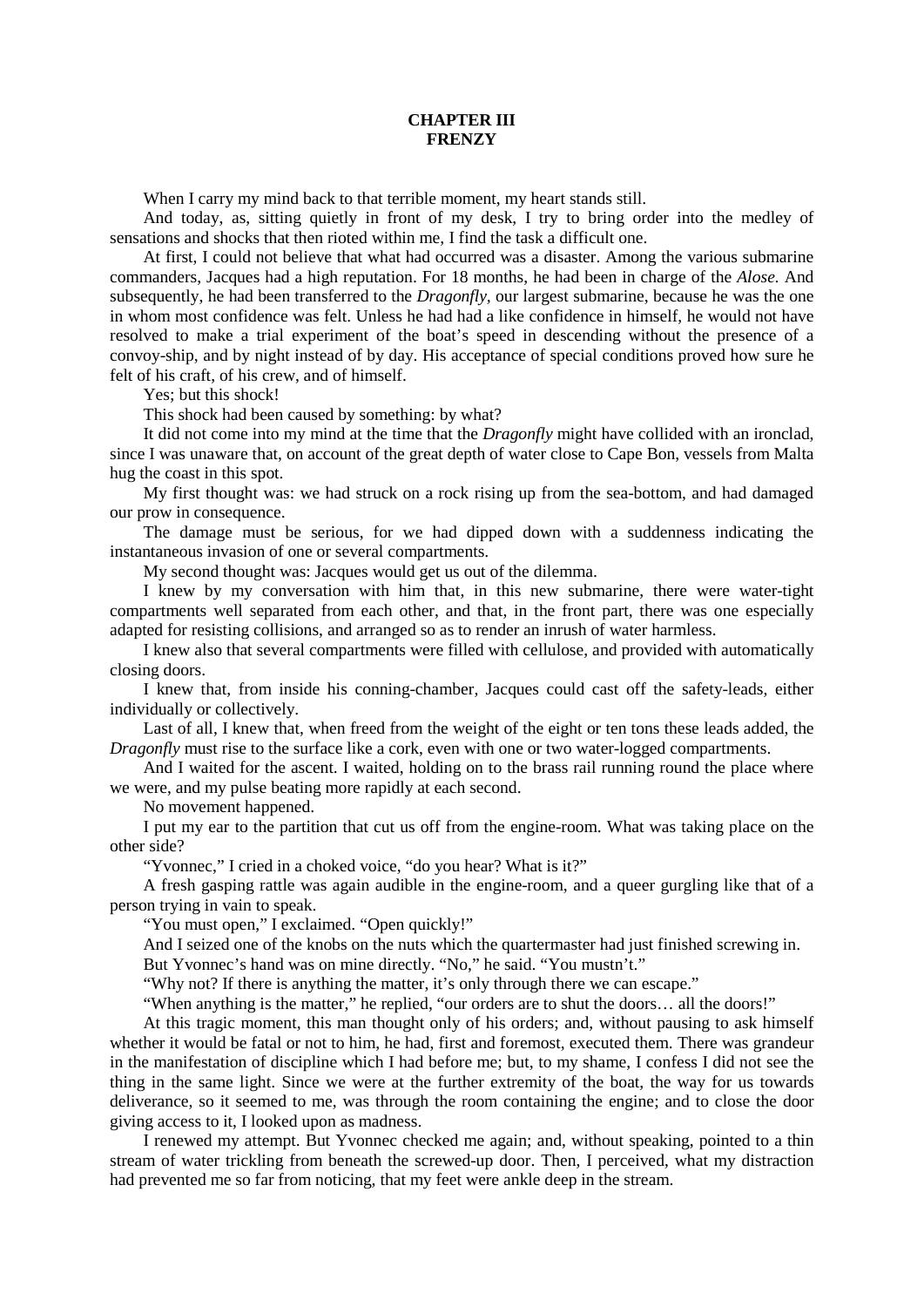# CHAPTER III
# FRENZY

When I carry my mind back to that terrible moment, my heart stands still.

And today, as, sitting quietly in front of my desk, I try to bring order into the medley of sensations and shocks that then rioted within me, I find the task a difficult one.

At first, I could not believe that what had occurred was a disaster. Among the various submarine commanders, Jacques had a high reputation. For 18 months, he had been in charge of the *Alose.* And subsequently, he had been transferred to the *Dragonfly*, our largest submarine, because he was the one in whom most confidence was felt. Unless he had had a like confidence in himself, he would not have resolved to make a trial experiment of the boat's speed in descending without the presence of a convoy-ship, and by night instead of by day. His acceptance of special conditions proved how sure he felt of his craft, of his crew, and of himself.

Yes; but this shock!

This shock had been caused by something: by what?

It did not come into my mind at the time that the *Dragonfly* might have collided with an ironclad, since I was unaware that, on account of the great depth of water close to Cape Bon, vessels from Malta hug the coast in this spot.

My first thought was: we had struck on a rock rising up from the sea-bottom, and had damaged our prow in consequence.

The damage must be serious, for we had dipped down with a suddenness indicating the instantaneous invasion of one or several compartments.

My second thought was: Jacques would get us out of the dilemma.

I knew by my conversation with him that, in this new submarine, there were water-tight compartments well separated from each other, and that, in the front part, there was one especially adapted for resisting collisions, and arranged so as to render an inrush of water harmless.

I knew also that several compartments were filled with cellulose, and provided with automatically closing doors.

I knew that, from inside his conning-chamber, Jacques could cast off the safety-leads, either individually or collectively.

Last of all, I knew that, when freed from the weight of the eight or ten tons these leads added, the *Dragonfly* must rise to the surface like a cork, even with one or two water-logged compartments.

And I waited for the ascent. I waited, holding on to the brass rail running round the place where we were, and my pulse beating more rapidly at each second.

No movement happened.

I put my ear to the partition that cut us off from the engine-room. What was taking place on the other side?

"Yvonnec," I cried in a choked voice, "do you hear? What is it?"

A fresh gasping rattle was again audible in the engine-room, and a queer gurgling like that of a person trying in vain to speak.

"You must open," I exclaimed. "Open quickly!"

And I seized one of the knobs on the nuts which the quartermaster had just finished screwing in.

But Yvonnec's hand was on mine directly. "No," he said. "You mustn't."

"Why not? If there is anything the matter, it's only through there we can escape."

"When anything is the matter," he replied, "our orders are to shut the doors… all the doors!"

At this tragic moment, this man thought only of his orders; and, without pausing to ask himself whether it would be fatal or not to him, he had, first and foremost, executed them. There was grandeur in the manifestation of discipline which I had before me; but, to my shame, I confess I did not see the thing in the same light. Since we were at the further extremity of the boat, the way for us towards deliverance, so it seemed to me, was through the room containing the engine; and to close the door giving access to it, I looked upon as madness.

I renewed my attempt. But Yvonnec checked me again; and, without speaking, pointed to a thin stream of water trickling from beneath the screwed-up door. Then, I perceived, what my distraction had prevented me so far from noticing, that my feet were ankle deep in the stream.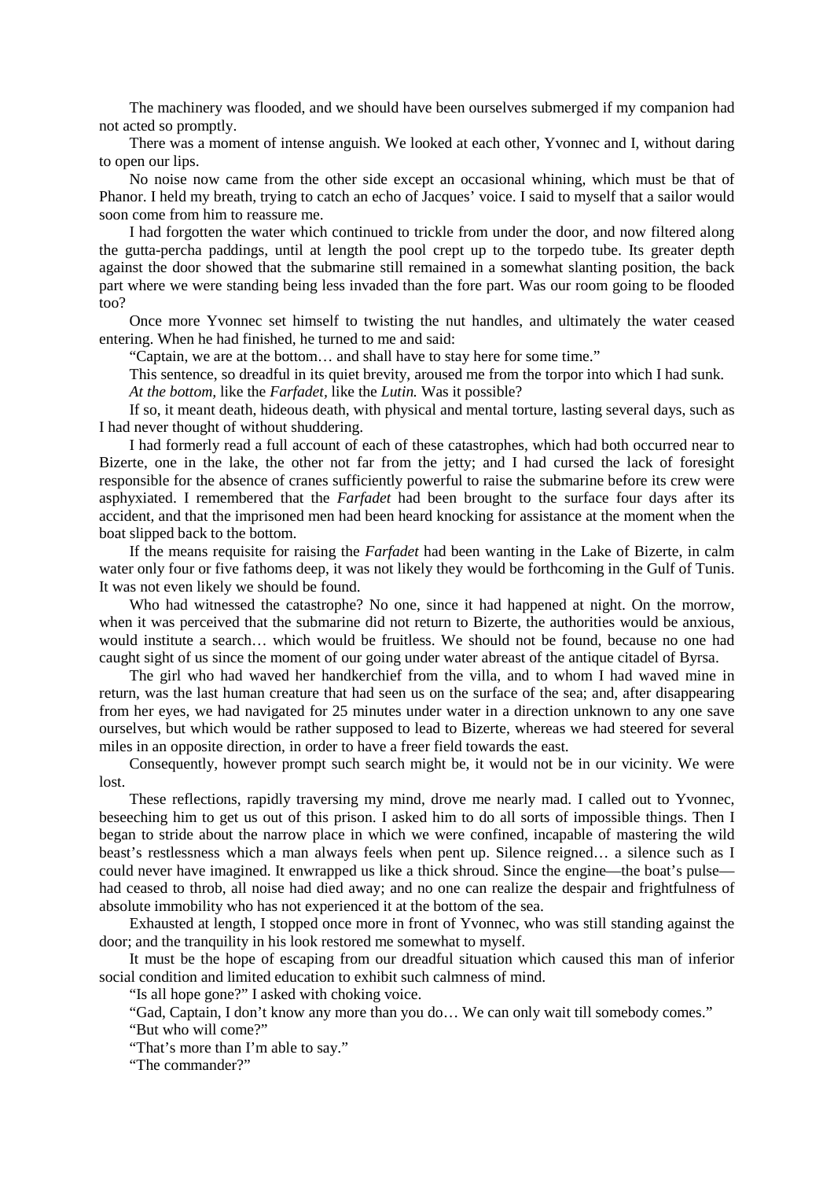The machinery was flooded, and we should have been ourselves submerged if my companion had not acted so promptly.

There was a moment of intense anguish. We looked at each other, Yvonnec and I, without daring to open our lips.

No noise now came from the other side except an occasional whining, which must be that of Phanor. I held my breath, trying to catch an echo of Jacques' voice. I said to myself that a sailor would soon come from him to reassure me.

I had forgotten the water which continued to trickle from under the door, and now filtered along the gutta-percha paddings, until at length the pool crept up to the torpedo tube. Its greater depth against the door showed that the submarine still remained in a somewhat slanting position, the back part where we were standing being less invaded than the fore part. Was our room going to be flooded too?

Once more Yvonnec set himself to twisting the nut handles, and ultimately the water ceased entering. When he had finished, he turned to me and said:

"Captain, we are at the bottom… and shall have to stay here for some time."

This sentence, so dreadful in its quiet brevity, aroused me from the torpor into which I had sunk.

*At the bottom,* like the *Farfadet,* like the *Lutin.* Was it possible?

If so, it meant death, hideous death, with physical and mental torture, lasting several days, such as I had never thought of without shuddering.

I had formerly read a full account of each of these catastrophes, which had both occurred near to Bizerte, one in the lake, the other not far from the jetty; and I had cursed the lack of foresight responsible for the absence of cranes sufficiently powerful to raise the submarine before its crew were asphyxiated. I remembered that the *Farfadet* had been brought to the surface four days after its accident, and that the imprisoned men had been heard knocking for assistance at the moment when the boat slipped back to the bottom.

If the means requisite for raising the *Farfadet* had been wanting in the Lake of Bizerte, in calm water only four or five fathoms deep, it was not likely they would be forthcoming in the Gulf of Tunis. It was not even likely we should be found.

Who had witnessed the catastrophe? No one, since it had happened at night. On the morrow, when it was perceived that the submarine did not return to Bizerte, the authorities would be anxious, would institute a search… which would be fruitless. We should not be found, because no one had caught sight of us since the moment of our going under water abreast of the antique citadel of Byrsa.

The girl who had waved her handkerchief from the villa, and to whom I had waved mine in return, was the last human creature that had seen us on the surface of the sea; and, after disappearing from her eyes, we had navigated for 25 minutes under water in a direction unknown to any one save ourselves, but which would be rather supposed to lead to Bizerte, whereas we had steered for several miles in an opposite direction, in order to have a freer field towards the east.

Consequently, however prompt such search might be, it would not be in our vicinity. We were lost.

These reflections, rapidly traversing my mind, drove me nearly mad. I called out to Yvonnec, beseeching him to get us out of this prison. I asked him to do all sorts of impossible things. Then I began to stride about the narrow place in which we were confined, incapable of mastering the wild beast's restlessness which a man always feels when pent up. Silence reigned… a silence such as I could never have imagined. It enwrapped us like a thick shroud. Since the engine—the boat's pulse—had ceased to throb, all noise had died away; and no one can realize the despair and frightfulness of absolute immobility who has not experienced it at the bottom of the sea.

Exhausted at length, I stopped once more in front of Yvonnec, who was still standing against the door; and the tranquility in his look restored me somewhat to myself.

It must be the hope of escaping from our dreadful situation which caused this man of inferior social condition and limited education to exhibit such calmness of mind.

"Is all hope gone?" I asked with choking voice.

"Gad, Captain, I don't know any more than you do… We can only wait till somebody comes."

"But who will come?"

"That's more than I'm able to say."

"The commander?"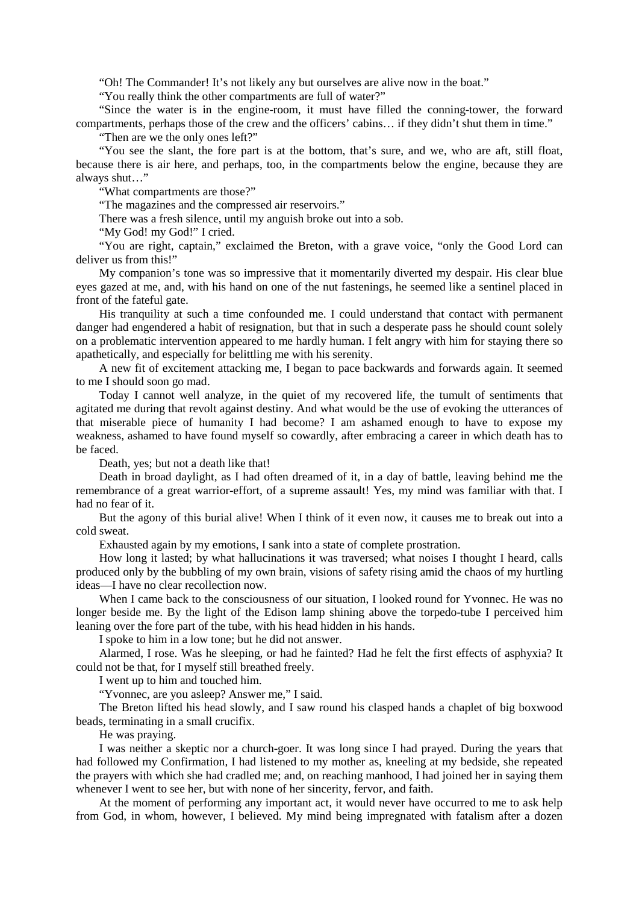"Oh! The Commander! It's not likely any but ourselves are alive now in the boat."

"You really think the other compartments are full of water?"

"Since the water is in the engine-room, it must have filled the conning-tower, the forward compartments, perhaps those of the crew and the officers' cabins… if they didn't shut them in time."

"Then are we the only ones left?"

"You see the slant, the fore part is at the bottom, that's sure, and we, who are aft, still float, because there is air here, and perhaps, too, in the compartments below the engine, because they are always shut…"

"What compartments are those?"

"The magazines and the compressed air reservoirs."

There was a fresh silence, until my anguish broke out into a sob.

"My God! my God!" I cried.

"You are right, captain," exclaimed the Breton, with a grave voice, "only the Good Lord can deliver us from this!"

My companion's tone was so impressive that it momentarily diverted my despair. His clear blue eyes gazed at me, and, with his hand on one of the nut fastenings, he seemed like a sentinel placed in front of the fateful gate.

His tranquility at such a time confounded me. I could understand that contact with permanent danger had engendered a habit of resignation, but that in such a desperate pass he should count solely on a problematic intervention appeared to me hardly human. I felt angry with him for staying there so apathetically, and especially for belittling me with his serenity.

A new fit of excitement attacking me, I began to pace backwards and forwards again. It seemed to me I should soon go mad.

Today I cannot well analyze, in the quiet of my recovered life, the tumult of sentiments that agitated me during that revolt against destiny. And what would be the use of evoking the utterances of that miserable piece of humanity I had become? I am ashamed enough to have to expose my weakness, ashamed to have found myself so cowardly, after embracing a career in which death has to be faced.

Death, yes; but not a death like that!

Death in broad daylight, as I had often dreamed of it, in a day of battle, leaving behind me the remembrance of a great warrior-effort, of a supreme assault! Yes, my mind was familiar with that. I had no fear of it.

But the agony of this burial alive! When I think of it even now, it causes me to break out into a cold sweat.

Exhausted again by my emotions, I sank into a state of complete prostration.

How long it lasted; by what hallucinations it was traversed; what noises I thought I heard, calls produced only by the bubbling of my own brain, visions of safety rising amid the chaos of my hurtling ideas—I have no clear recollection now.

When I came back to the consciousness of our situation, I looked round for Yvonnec. He was no longer beside me. By the light of the Edison lamp shining above the torpedo-tube I perceived him leaning over the fore part of the tube, with his head hidden in his hands.

I spoke to him in a low tone; but he did not answer.

Alarmed, I rose. Was he sleeping, or had he fainted? Had he felt the first effects of asphyxia? It could not be that, for I myself still breathed freely.

I went up to him and touched him.

"Yvonnec, are you asleep? Answer me," I said.

The Breton lifted his head slowly, and I saw round his clasped hands a chaplet of big boxwood beads, terminating in a small crucifix.

He was praying.

I was neither a skeptic nor a church-goer. It was long since I had prayed. During the years that had followed my Confirmation, I had listened to my mother as, kneeling at my bedside, she repeated the prayers with which she had cradled me; and, on reaching manhood, I had joined her in saying them whenever I went to see her, but with none of her sincerity, fervor, and faith.

At the moment of performing any important act, it would never have occurred to me to ask help from God, in whom, however, I believed. My mind being impregnated with fatalism after a dozen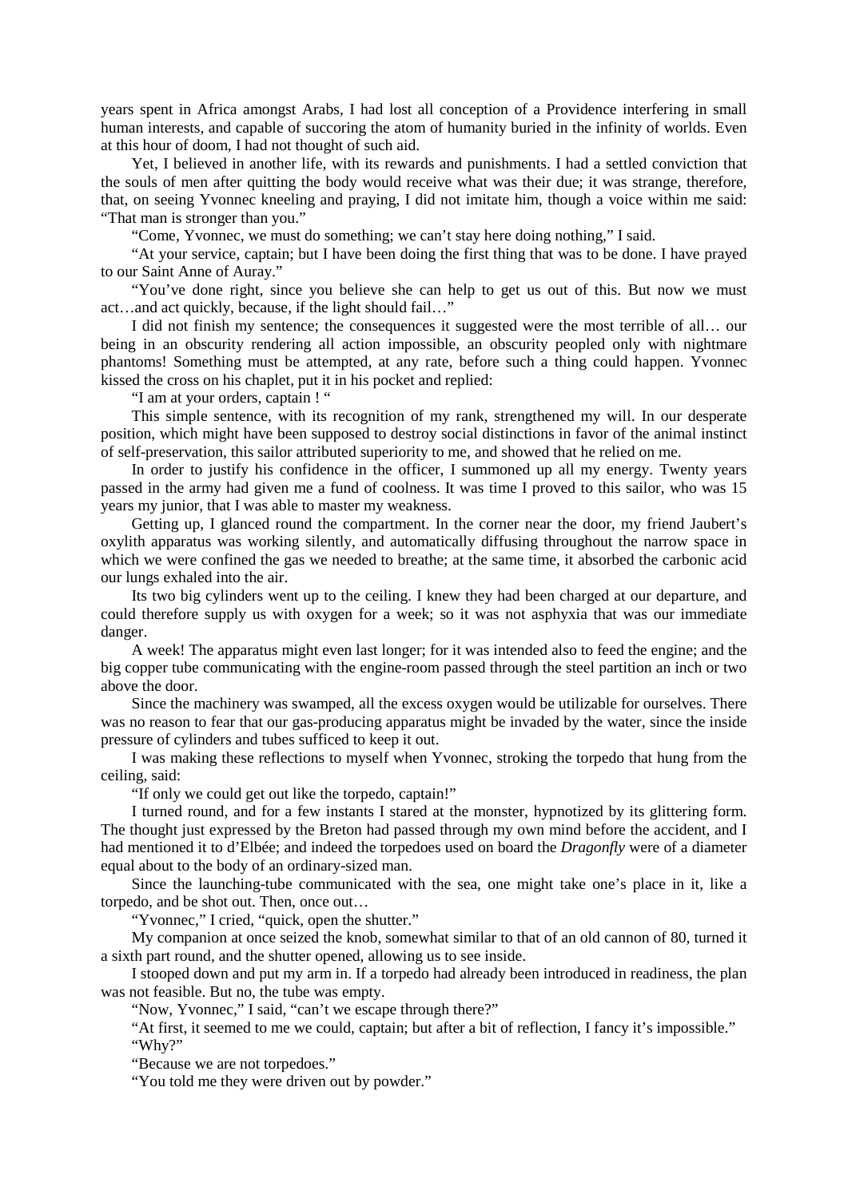years spent in Africa amongst Arabs, I had lost all conception of a Providence interfering in small human interests, and capable of succoring the atom of humanity buried in the infinity of worlds. Even at this hour of doom, I had not thought of such aid.

Yet, I believed in another life, with its rewards and punishments. I had a settled conviction that the souls of men after quitting the body would receive what was their due; it was strange, therefore, that, on seeing Yvonnec kneeling and praying, I did not imitate him, though a voice within me said: "That man is stronger than you."

"Come, Yvonnec, we must do something; we can't stay here doing nothing," I said.

"At your service, captain; but I have been doing the first thing that was to be done. I have prayed to our Saint Anne of Auray."

"You've done right, since you believe she can help to get us out of this. But now we must act…and act quickly, because, if the light should fail…"

I did not finish my sentence; the consequences it suggested were the most terrible of all… our being in an obscurity rendering all action impossible, an obscurity peopled only with nightmare phantoms! Something must be attempted, at any rate, before such a thing could happen. Yvonnec kissed the cross on his chaplet, put it in his pocket and replied:

"I am at your orders, captain ! "

This simple sentence, with its recognition of my rank, strengthened my will. In our desperate position, which might have been supposed to destroy social distinctions in favor of the animal instinct of self-preservation, this sailor attributed superiority to me, and showed that he relied on me.

In order to justify his confidence in the officer, I summoned up all my energy. Twenty years passed in the army had given me a fund of coolness. It was time I proved to this sailor, who was 15 years my junior, that I was able to master my weakness.

Getting up, I glanced round the compartment. In the corner near the door, my friend Jaubert's oxylith apparatus was working silently, and automatically diffusing throughout the narrow space in which we were confined the gas we needed to breathe; at the same time, it absorbed the carbonic acid our lungs exhaled into the air.

Its two big cylinders went up to the ceiling. I knew they had been charged at our departure, and could therefore supply us with oxygen for a week; so it was not asphyxia that was our immediate danger.

A week! The apparatus might even last longer; for it was intended also to feed the engine; and the big copper tube communicating with the engine-room passed through the steel partition an inch or two above the door.

Since the machinery was swamped, all the excess oxygen would be utilizable for ourselves. There was no reason to fear that our gas-producing apparatus might be invaded by the water, since the inside pressure of cylinders and tubes sufficed to keep it out.

I was making these reflections to myself when Yvonnec, stroking the torpedo that hung from the ceiling, said:

"If only we could get out like the torpedo, captain!"

I turned round, and for a few instants I stared at the monster, hypnotized by its glittering form. The thought just expressed by the Breton had passed through my own mind before the accident, and I had mentioned it to d'Elbée; and indeed the torpedoes used on board the *Dragonfly* were of a diameter equal about to the body of an ordinary-sized man.

Since the launching-tube communicated with the sea, one might take one's place in it, like a torpedo, and be shot out. Then, once out…

"Yvonnec," I cried, "quick, open the shutter."

My companion at once seized the knob, somewhat similar to that of an old cannon of 80, turned it a sixth part round, and the shutter opened, allowing us to see inside.

I stooped down and put my arm in. If a torpedo had already been introduced in readiness, the plan was not feasible. But no, the tube was empty.

"Now, Yvonnec," I said, "can't we escape through there?"

"At first, it seemed to me we could, captain; but after a bit of reflection, I fancy it's impossible."

"Why?"

"Because we are not torpedoes."

"You told me they were driven out by powder."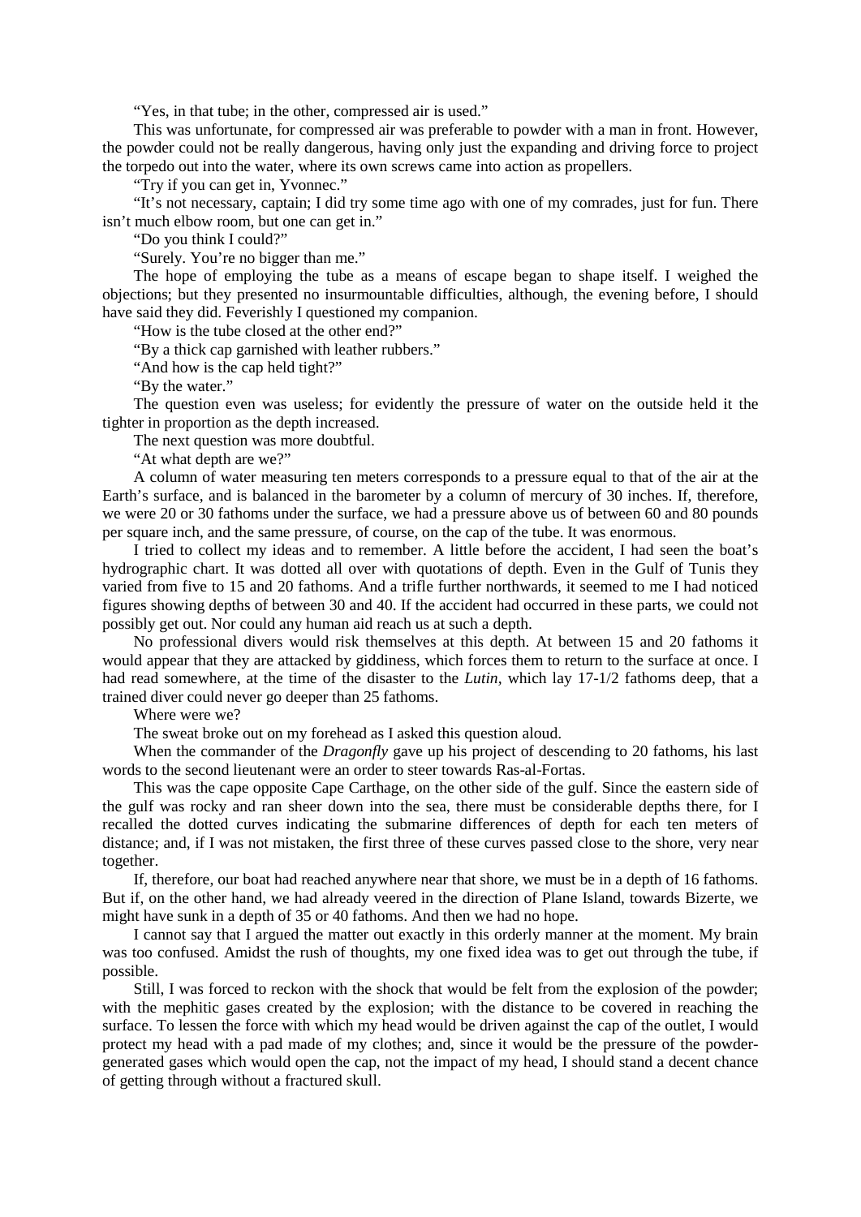"Yes, in that tube; in the other, compressed air is used."

This was unfortunate, for compressed air was preferable to powder with a man in front. However, the powder could not be really dangerous, having only just the expanding and driving force to project the torpedo out into the water, where its own screws came into action as propellers.

"Try if you can get in, Yvonnec."

"It's not necessary, captain; I did try some time ago with one of my comrades, just for fun. There isn't much elbow room, but one can get in."

"Do you think I could?"

"Surely. You're no bigger than me."

The hope of employing the tube as a means of escape began to shape itself. I weighed the objections; but they presented no insurmountable difficulties, although, the evening before, I should have said they did. Feverishly I questioned my companion.

"How is the tube closed at the other end?"

"By a thick cap garnished with leather rubbers."

"And how is the cap held tight?"

"By the water."

The question even was useless; for evidently the pressure of water on the outside held it the tighter in proportion as the depth increased.

The next question was more doubtful.

"At what depth are we?"

A column of water measuring ten meters corresponds to a pressure equal to that of the air at the Earth's surface, and is balanced in the barometer by a column of mercury of 30 inches. If, therefore, we were 20 or 30 fathoms under the surface, we had a pressure above us of between 60 and 80 pounds per square inch, and the same pressure, of course, on the cap of the tube. It was enormous.

I tried to collect my ideas and to remember. A little before the accident, I had seen the boat's hydrographic chart. It was dotted all over with quotations of depth. Even in the Gulf of Tunis they varied from five to 15 and 20 fathoms. And a trifle further northwards, it seemed to me I had noticed figures showing depths of between 30 and 40. If the accident had occurred in these parts, we could not possibly get out. Nor could any human aid reach us at such a depth.

No professional divers would risk themselves at this depth. At between 15 and 20 fathoms it would appear that they are attacked by giddiness, which forces them to return to the surface at once. I had read somewhere, at the time of the disaster to the *Lutin*, which lay 17-1/2 fathoms deep, that a trained diver could never go deeper than 25 fathoms.

Where were we?

The sweat broke out on my forehead as I asked this question aloud.

When the commander of the *Dragonfly* gave up his project of descending to 20 fathoms, his last words to the second lieutenant were an order to steer towards Ras-al-Fortas.

This was the cape opposite Cape Carthage, on the other side of the gulf. Since the eastern side of the gulf was rocky and ran sheer down into the sea, there must be considerable depths there, for I recalled the dotted curves indicating the submarine differences of depth for each ten meters of distance; and, if I was not mistaken, the first three of these curves passed close to the shore, very near together.

If, therefore, our boat had reached anywhere near that shore, we must be in a depth of 16 fathoms. But if, on the other hand, we had already veered in the direction of Plane Island, towards Bizerte, we might have sunk in a depth of 35 or 40 fathoms. And then we had no hope.

I cannot say that I argued the matter out exactly in this orderly manner at the moment. My brain was too confused. Amidst the rush of thoughts, my one fixed idea was to get out through the tube, if possible.

Still, I was forced to reckon with the shock that would be felt from the explosion of the powder; with the mephitic gases created by the explosion; with the distance to be covered in reaching the surface. To lessen the force with which my head would be driven against the cap of the outlet, I would protect my head with a pad made of my clothes; and, since it would be the pressure of the powder-generated gases which would open the cap, not the impact of my head, I should stand a decent chance of getting through without a fractured skull.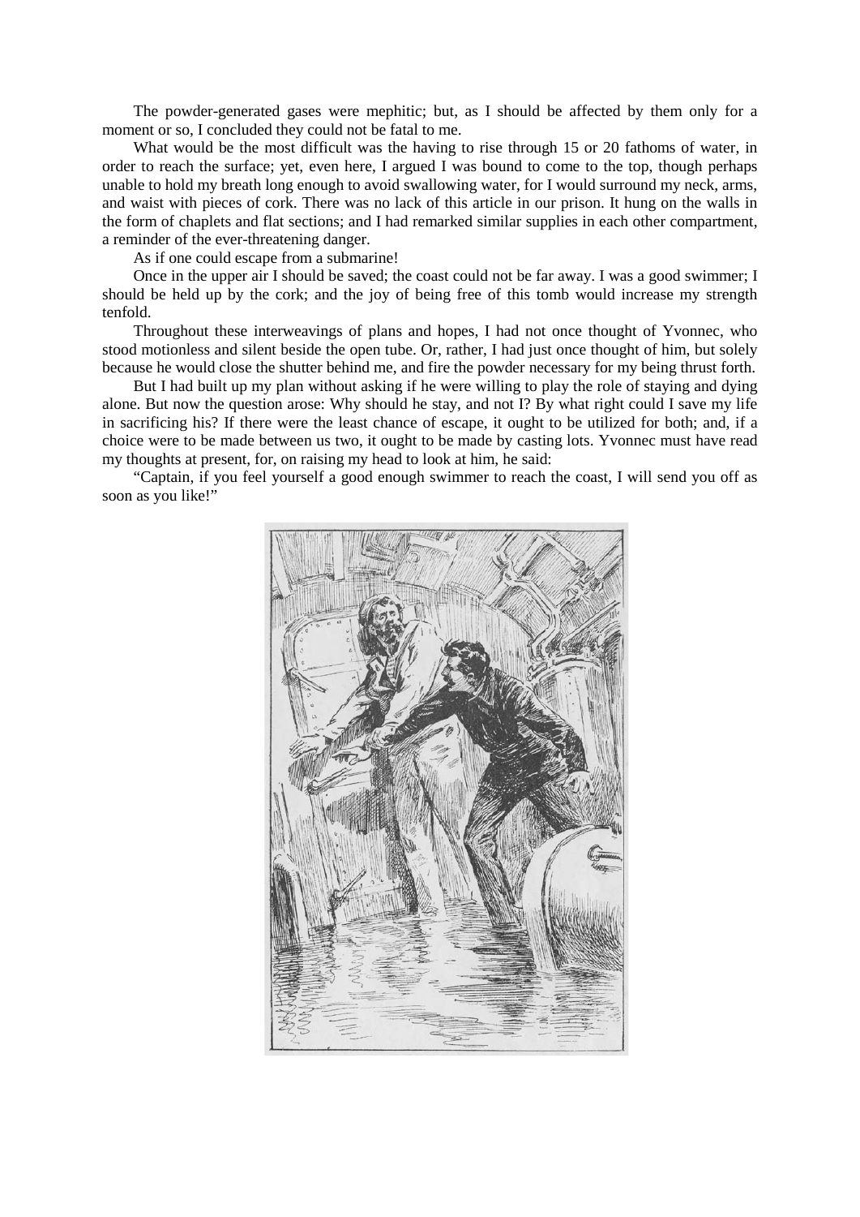The powder-generated gases were mephitic; but, as I should be affected by them only for a moment or so, I concluded they could not be fatal to me.

What would be the most difficult was the having to rise through 15 or 20 fathoms of water, in order to reach the surface; yet, even here, I argued I was bound to come to the top, though perhaps unable to hold my breath long enough to avoid swallowing water, for I would surround my neck, arms, and waist with pieces of cork. There was no lack of this article in our prison. It hung on the walls in the form of chaplets and flat sections; and I had remarked similar supplies in each other compartment, a reminder of the ever-threatening danger.

As if one could escape from a submarine!

Once in the upper air I should be saved; the coast could not be far away. I was a good swimmer; I should be held up by the cork; and the joy of being free of this tomb would increase my strength tenfold.

Throughout these interweavings of plans and hopes, I had not once thought of Yvonnec, who stood motionless and silent beside the open tube. Or, rather, I had just once thought of him, but solely because he would close the shutter behind me, and fire the powder necessary for my being thrust forth.

But I had built up my plan without asking if he were willing to play the role of staying and dying alone. But now the question arose: Why should he stay, and not I? By what right could I save my life in sacrificing his? If there were the least chance of escape, it ought to be utilized for both; and, if a choice were to be made between us two, it ought to be made by casting lots. Yvonnec must have read my thoughts at present, for, on raising my head to look at him, he said:

"Captain, if you feel yourself a good enough swimmer to reach the coast, I will send you off as soon as you like!"